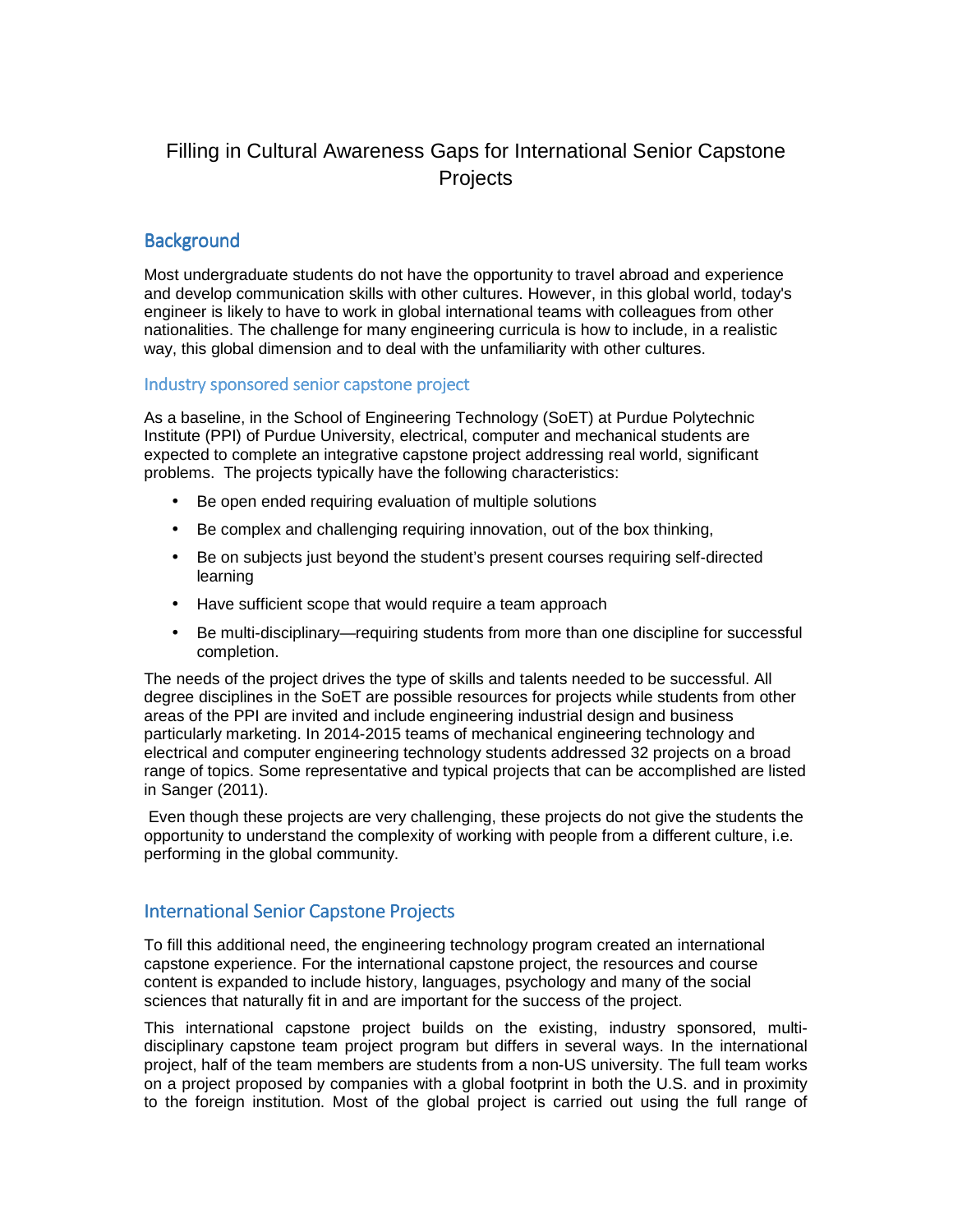# Filling in Cultural Awareness Gaps for International Senior Capstone Projects

## Background

Most undergraduate students do not have the opportunity to travel abroad and experience and develop communication skills with other cultures. However, in this global world, today's engineer is likely to have to work in global international teams with colleagues from other nationalities. The challenge for many engineering curricula is how to include, in a realistic way, this global dimension and to deal with the unfamiliarity with other cultures.

### Industry sponsored senior capstone project

As a baseline, in the School of Engineering Technology (SoET) at Purdue Polytechnic Institute (PPI) of Purdue University, electrical, computer and mechanical students are expected to complete an integrative capstone project addressing real world, significant problems. The projects typically have the following characteristics:

- Be open ended requiring evaluation of multiple solutions
- Be complex and challenging requiring innovation, out of the box thinking,
- Be on subjects just beyond the student's present courses requiring self-directed learning
- Have sufficient scope that would require a team approach
- Be multi-disciplinary—requiring students from more than one discipline for successful completion.

The needs of the project drives the type of skills and talents needed to be successful. All degree disciplines in the SoET are possible resources for projects while students from other areas of the PPI are invited and include engineering industrial design and business particularly marketing. In 2014-2015 teams of mechanical engineering technology and electrical and computer engineering technology students addressed 32 projects on a broad range of topics. Some representative and typical projects that can be accomplished are listed in Sanger (2011).

Even though these projects are very challenging, these projects do not give the students the opportunity to understand the complexity of working with people from a different culture, i.e. performing in the global community.

## International Senior Capstone Projects

To fill this additional need, the engineering technology program created an international capstone experience. For the international capstone project, the resources and course content is expanded to include history, languages, psychology and many of the social sciences that naturally fit in and are important for the success of the project.

This international capstone project builds on the existing, industry sponsored, multi-disciplinary capstone team project program but differs in several ways. In the international project, half of the team members are students from a non-US university. The full team works on a project proposed by companies with a global footprint in both the U.S. and in proximity to the foreign institution. Most of the global project is carried out using the full range of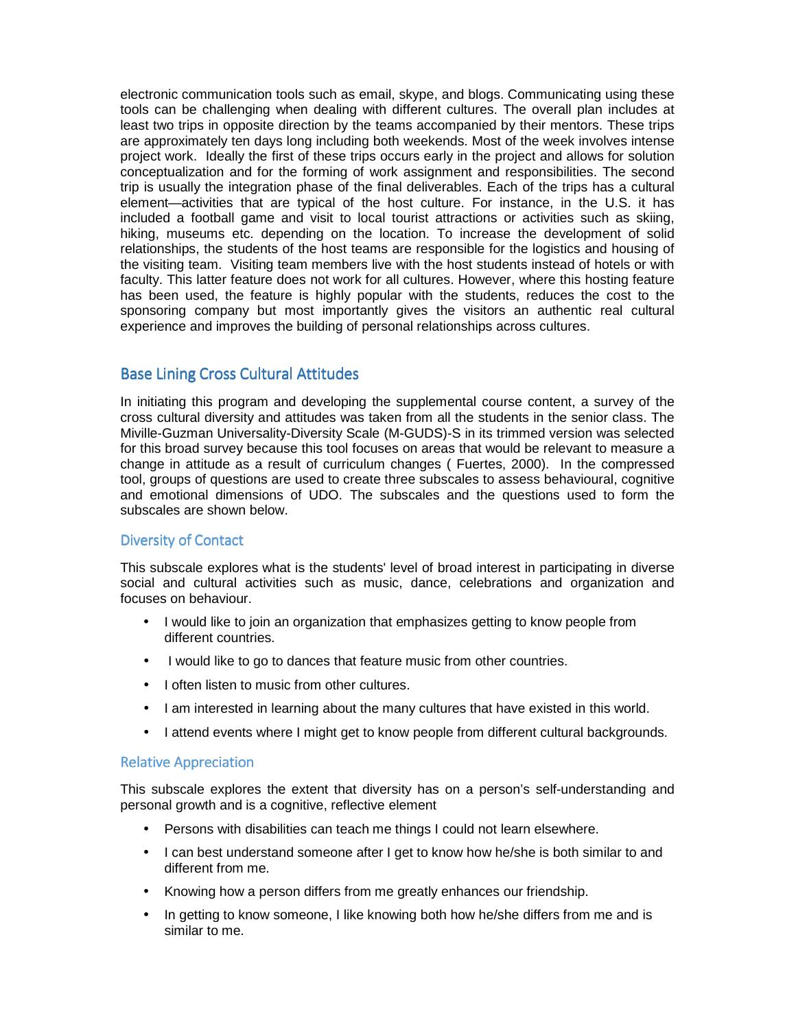electronic communication tools such as email, skype, and blogs. Communicating using these tools can be challenging when dealing with different cultures. The overall plan includes at least two trips in opposite direction by the teams accompanied by their mentors. These trips are approximately ten days long including both weekends. Most of the week involves intense project work. Ideally the first of these trips occurs early in the project and allows for solution conceptualization and for the forming of work assignment and responsibilities. The second trip is usually the integration phase of the final deliverables. Each of the trips has a cultural element—activities that are typical of the host culture. For instance, in the U.S. it has included a football game and visit to local tourist attractions or activities such as skiing, hiking, museums etc. depending on the location. To increase the development of solid relationships, the students of the host teams are responsible for the logistics and housing of the visiting team. Visiting team members live with the host students instead of hotels or with faculty. This latter feature does not work for all cultures. However, where this hosting feature has been used, the feature is highly popular with the students, reduces the cost to the sponsoring company but most importantly gives the visitors an authentic real cultural experience and improves the building of personal relationships across cultures.

## Base Lining Cross Cultural Attitudes

In initiating this program and developing the supplemental course content, a survey of the cross cultural diversity and attitudes was taken from all the students in the senior class. The Miville-Guzman Universality-Diversity Scale (M-GUDS)-S in its trimmed version was selected for this broad survey because this tool focuses on areas that would be relevant to measure a change in attitude as a result of curriculum changes ( Fuertes, 2000). In the compressed tool, groups of questions are used to create three subscales to assess behavioural, cognitive and emotional dimensions of UDO. The subscales and the questions used to form the subscales are shown below.

### Diversity of Contact

This subscale explores what is the students' level of broad interest in participating in diverse social and cultural activities such as music, dance, celebrations and organization and focuses on behaviour.

- I would like to join an organization that emphasizes getting to know people from different countries.
- I would like to go to dances that feature music from other countries.
- I often listen to music from other cultures.
- I am interested in learning about the many cultures that have existed in this world.
- I attend events where I might get to know people from different cultural backgrounds.

### Relative Appreciation

This subscale explores the extent that diversity has on a person's self-understanding and personal growth and is a cognitive, reflective element

- Persons with disabilities can teach me things I could not learn elsewhere.
- I can best understand someone after I get to know how he/she is both similar to and different from me.
- Knowing how a person differs from me greatly enhances our friendship.
- In getting to know someone, I like knowing both how he/she differs from me and is similar to me.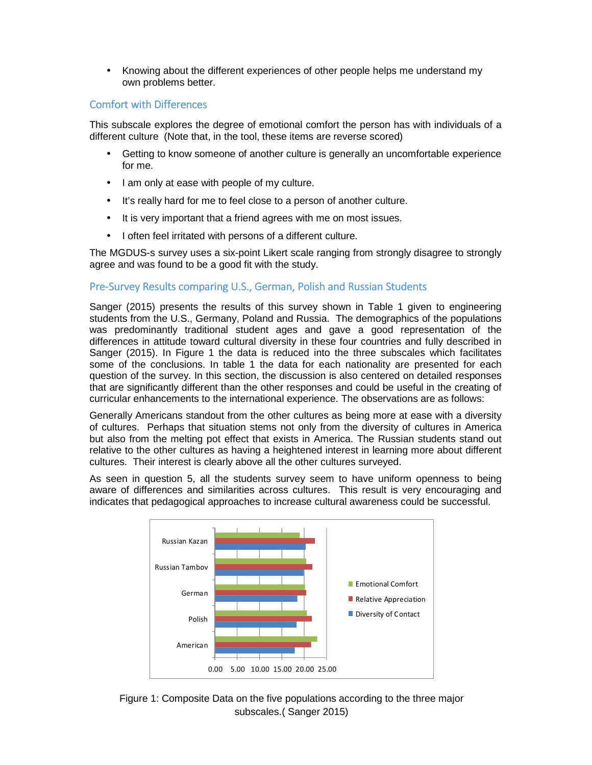- Knowing about the different experiences of other people helps me understand my own problems better.

## Comfort with Differences

This subscale explores the degree of emotional comfort the person has with individuals of a different culture (Note that, in the tool, these items are reverse scored)

- Getting to know someone of another culture is generally an uncomfortable experience for me.
- I am only at ease with people of my culture.
- It's really hard for me to feel close to a person of another culture.
- It is very important that a friend agrees with me on most issues.
- I often feel irritated with persons of a different culture.

The MGDUS-s survey uses a six-point Likert scale ranging from strongly disagree to strongly agree and was found to be a good fit with the study.

## Pre-Survey Results comparing U.S., German, Polish and Russian Students

Sanger (2015) presents the results of this survey shown in Table 1 given to engineering students from the U.S., Germany, Poland and Russia. The demographics of the populations was predominantly traditional student ages and gave a good representation of the differences in attitude toward cultural diversity in these four countries and fully described in Sanger (2015). In Figure 1 the data is reduced into the three subscales which facilitates some of the conclusions. In table 1 the data for each nationality are presented for each question of the survey. In this section, the discussion is also centered on detailed responses that are significantly different than the other responses and could be useful in the creating of curricular enhancements to the international experience. The observations are as follows:

Generally Americans standout from the other cultures as being more at ease with a diversity of cultures. Perhaps that situation stems not only from the diversity of cultures in America but also from the melting pot effect that exists in America. The Russian students stand out relative to the other cultures as having a heightened interest in learning more about different cultures. Their interest is clearly above all the other cultures surveyed.

As seen in question 5, all the students survey seem to have uniform openness to being aware of differences and similarities across cultures. This result is very encouraging and indicates that pedagogical approaches to increase cultural awareness could be successful.

Figure 1: Composite Data on the five populations according to the three major subscales.( Sanger 2015)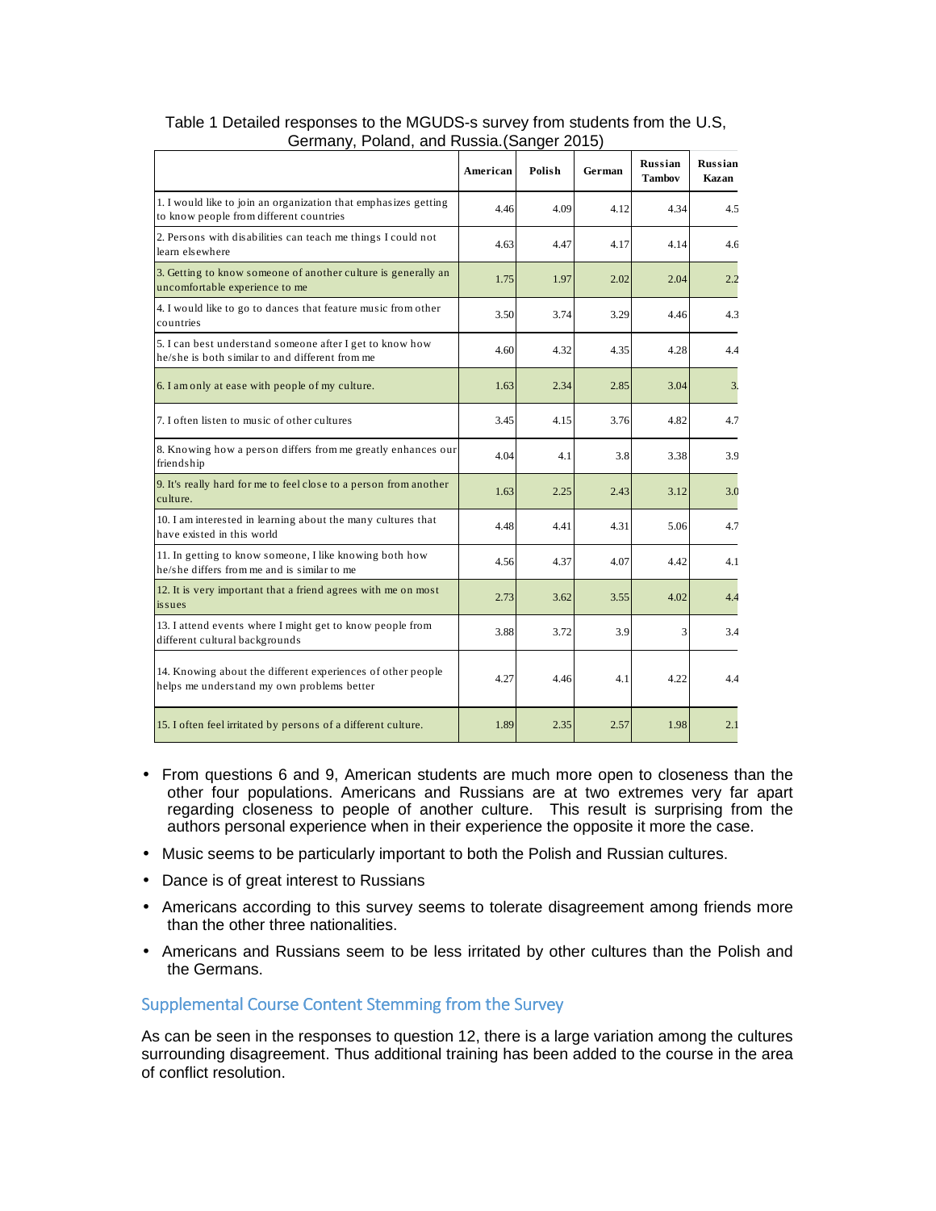Table 1 Detailed responses to the MGUDS-s survey from students from the U.S, Germany, Poland, and Russia.(Sanger 2015)

| | American | Polish | German | Russian Tambov | Russian Kazan |
|---|---|---|---|---|---|
| 1. I would like to join an organization that emphasizes getting to know people from different countries | 4.46 | 4.09 | 4.12 | 4.34 | 4.5 |
| 2. Persons with disabilities can teach me things I could not learn elsewhere | 4.63 | 4.47 | 4.17 | 4.14 | 4.6 |
| 3. Getting to know someone of another culture is generally an uncomfortable experience to me | 1.75 | 1.97 | 2.02 | 2.04 | 2.2 |
| 4. I would like to go to dances that feature music from other countries | 3.50 | 3.74 | 3.29 | 4.46 | 4.3 |
| 5. I can best understand someone after I get to know how he/she is both similar to and different from me | 4.60 | 4.32 | 4.35 | 4.28 | 4.4 |
| 6. I am only at ease with people of my culture. | 1.63 | 2.34 | 2.85 | 3.04 | 3. |
| 7. I often listen to music of other cultures | 3.45 | 4.15 | 3.76 | 4.82 | 4.7 |
| 8. Knowing how a person differs from me greatly enhances our friendship | 4.04 | 4.1 | 3.8 | 3.38 | 3.9 |
| 9. It's really hard for me to feel close to a person from another culture. | 1.63 | 2.25 | 2.43 | 3.12 | 3.0 |
| 10. I am interested in learning about the many cultures that have existed in this world | 4.48 | 4.41 | 4.31 | 5.06 | 4.7 |
| 11. In getting to know someone, I like knowing both how he/she differs from me and is similar to me | 4.56 | 4.37 | 4.07 | 4.42 | 4.1 |
| 12. It is very important that a friend agrees with me on most issues | 2.73 | 3.62 | 3.55 | 4.02 | 4.4 |
| 13. I attend events where I might get to know people from different cultural backgrounds | 3.88 | 3.72 | 3.9 | 3 | 3.4 |
| 14. Knowing about the different experiences of other people helps me understand my own problems better | 4.27 | 4.46 | 4.1 | 4.22 | 4.4 |
| 15. I often feel irritated by persons of a different culture. | 1.89 | 2.35 | 2.57 | 1.98 | 2.1 |

- From questions 6 and 9, American students are much more open to closeness than the other four populations. Americans and Russians are at two extremes very far apart regarding closeness to people of another culture. This result is surprising from the authors personal experience when in their experience the opposite it more the case.
- Music seems to be particularly important to both the Polish and Russian cultures.
- Dance is of great interest to Russians
- Americans according to this survey seems to tolerate disagreement among friends more than the other three nationalities.
- Americans and Russians seem to be less irritated by other cultures than the Polish and the Germans.

## Supplemental Course Content Stemming from the Survey

As can be seen in the responses to question 12, there is a large variation among the cultures surrounding disagreement. Thus additional training has been added to the course in the area of conflict resolution.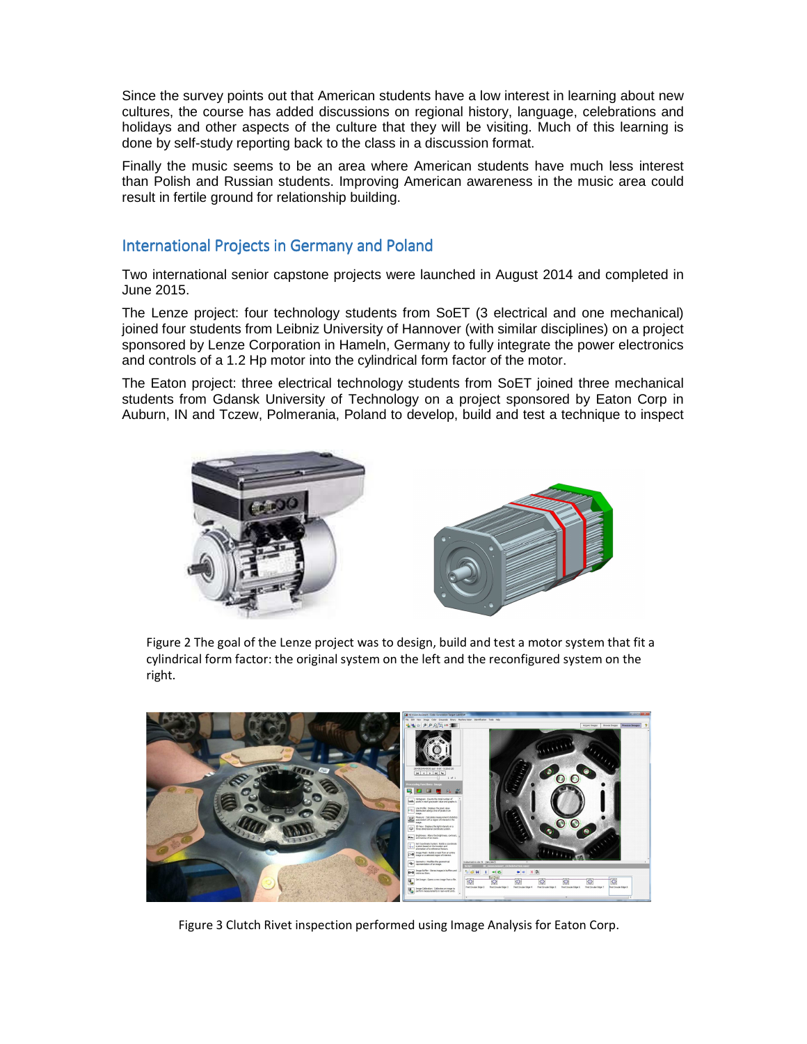Since the survey points out that American students have a low interest in learning about new cultures, the course has added discussions on regional history, language, celebrations and holidays and other aspects of the culture that they will be visiting. Much of this learning is done by self-study reporting back to the class in a discussion format.

Finally the music seems to be an area where American students have much less interest than Polish and Russian students. Improving American awareness in the music area could result in fertile ground for relationship building.

## International Projects in Germany and Poland

Two international senior capstone projects were launched in August 2014 and completed in June 2015.

The Lenze project: four technology students from SoET (3 electrical and one mechanical) joined four students from Leibniz University of Hannover (with similar disciplines) on a project sponsored by Lenze Corporation in Hameln, Germany to fully integrate the power electronics and controls of a 1.2 Hp motor into the cylindrical form factor of the motor.

The Eaton project: three electrical technology students from SoET joined three mechanical students from Gdansk University of Technology on a project sponsored by Eaton Corp in Auburn, IN and Tczew, Polmerania, Poland to develop, build and test a technique to inspect

Figure 2 The goal of the Lenze project was to design, build and test a motor system that fit a cylindrical form factor: the original system on the left and the reconfigured system on the right.

Figure 3 Clutch Rivet inspection performed using Image Analysis for Eaton Corp.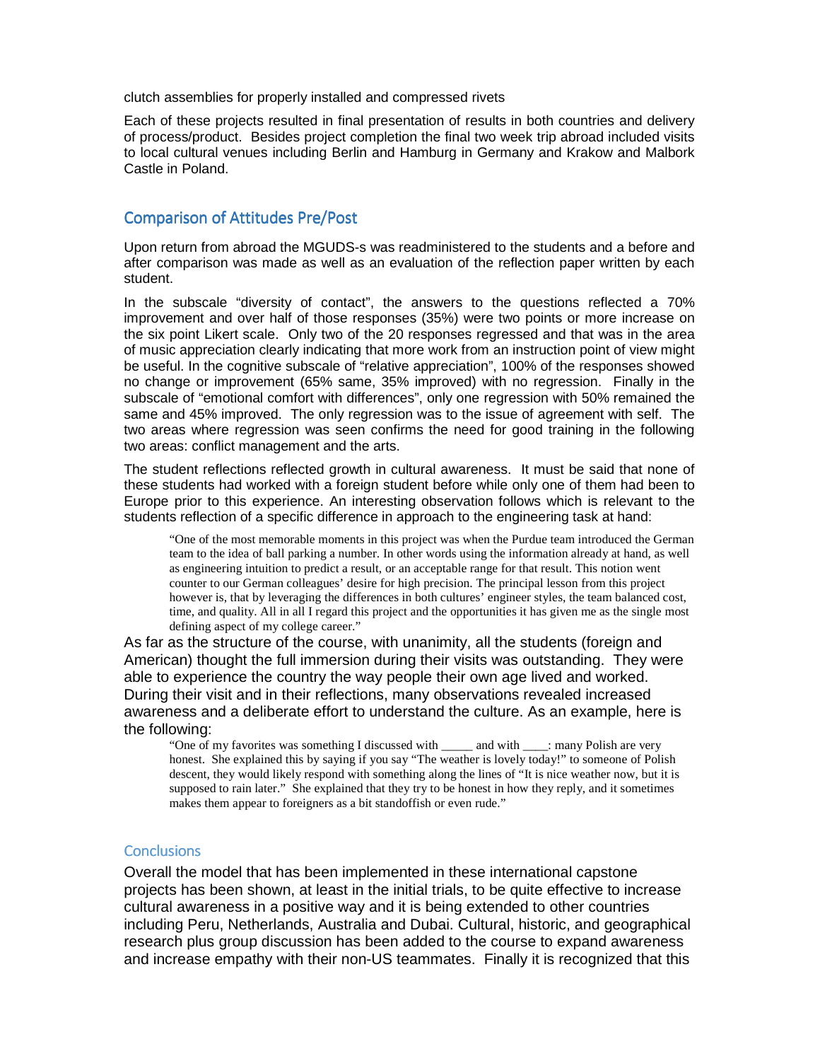clutch assemblies for properly installed and compressed rivets

Each of these projects resulted in final presentation of results in both countries and delivery of process/product. Besides project completion the final two week trip abroad included visits to local cultural venues including Berlin and Hamburg in Germany and Krakow and Malbork Castle in Poland.

## Comparison of Attitudes Pre/Post

Upon return from abroad the MGUDS-s was readministered to the students and a before and after comparison was made as well as an evaluation of the reflection paper written by each student.

In the subscale "diversity of contact", the answers to the questions reflected a 70% improvement and over half of those responses (35%) were two points or more increase on the six point Likert scale. Only two of the 20 responses regressed and that was in the area of music appreciation clearly indicating that more work from an instruction point of view might be useful. In the cognitive subscale of "relative appreciation", 100% of the responses showed no change or improvement (65% same, 35% improved) with no regression. Finally in the subscale of "emotional comfort with differences", only one regression with 50% remained the same and 45% improved. The only regression was to the issue of agreement with self. The two areas where regression was seen confirms the need for good training in the following two areas: conflict management and the arts.

The student reflections reflected growth in cultural awareness. It must be said that none of these students had worked with a foreign student before while only one of them had been to Europe prior to this experience. An interesting observation follows which is relevant to the students reflection of a specific difference in approach to the engineering task at hand:

> "One of the most memorable moments in this project was when the Purdue team introduced the German team to the idea of ball parking a number. In other words using the information already at hand, as well as engineering intuition to predict a result, or an acceptable range for that result. This notion went counter to our German colleagues' desire for high precision. The principal lesson from this project however is, that by leveraging the differences in both cultures' engineer styles, the team balanced cost, time, and quality. All in all I regard this project and the opportunities it has given me as the single most defining aspect of my college career."

As far as the structure of the course, with unanimity, all the students (foreign and American) thought the full immersion during their visits was outstanding. They were able to experience the country the way people their own age lived and worked. During their visit and in their reflections, many observations revealed increased awareness and a deliberate effort to understand the culture. As an example, here is the following:

> "One of my favorites was something I discussed with _____ and with ____: many Polish are very honest. She explained this by saying if you say "The weather is lovely today!" to someone of Polish descent, they would likely respond with something along the lines of "It is nice weather now, but it is supposed to rain later." She explained that they try to be honest in how they reply, and it sometimes makes them appear to foreigners as a bit standoffish or even rude."

### Conclusions

Overall the model that has been implemented in these international capstone projects has been shown, at least in the initial trials, to be quite effective to increase cultural awareness in a positive way and it is being extended to other countries including Peru, Netherlands, Australia and Dubai. Cultural, historic, and geographical research plus group discussion has been added to the course to expand awareness and increase empathy with their non-US teammates. Finally it is recognized that this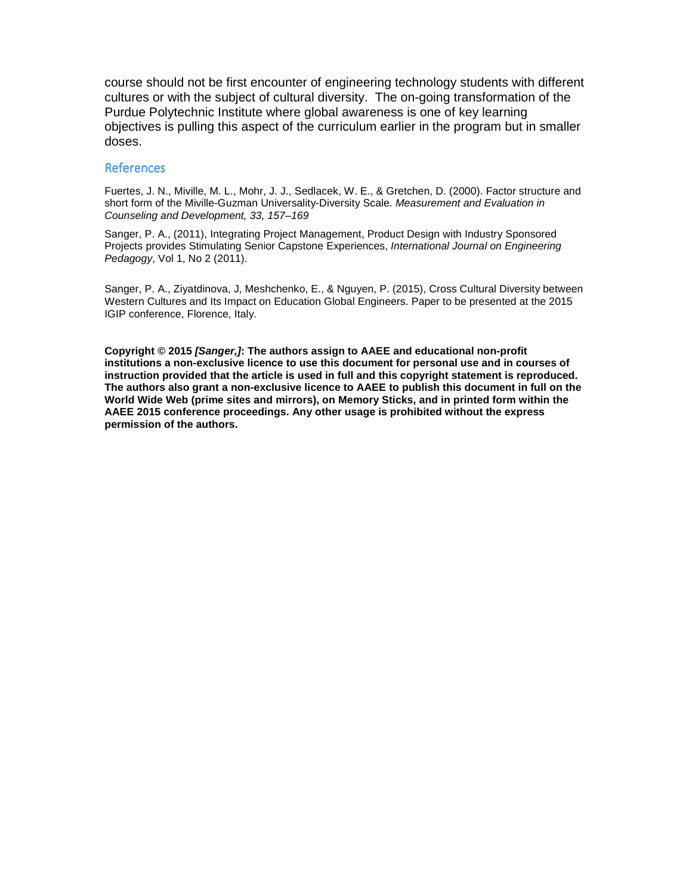course should not be first encounter of engineering technology students with different cultures or with the subject of cultural diversity. The on-going transformation of the Purdue Polytechnic Institute where global awareness is one of key learning objectives is pulling this aspect of the curriculum earlier in the program but in smaller doses.

## References

Fuertes, J. N., Miville, M. L., Mohr, J. J., Sedlacek, W. E., & Gretchen, D. (2000). Factor structure and short form of the Miville-Guzman Universality-Diversity Scale. *Measurement and Evaluation in Counseling and Development, 33, 157–169*

Sanger, P. A., (2011), Integrating Project Management, Product Design with Industry Sponsored Projects provides Stimulating Senior Capstone Experiences, *International Journal on Engineering Pedagogy*, Vol 1, No 2 (2011).

Sanger, P. A., Ziyatdinova, J, Meshchenko, E., & Nguyen, P. (2015), Cross Cultural Diversity between Western Cultures and Its Impact on Education Global Engineers. Paper to be presented at the 2015 IGIP conference, Florence, Italy.

**Copyright © 2015 *[Sanger,]*: The authors assign to AAEE and educational non-profit institutions a non-exclusive licence to use this document for personal use and in courses of instruction provided that the article is used in full and this copyright statement is reproduced. The authors also grant a non-exclusive licence to AAEE to publish this document in full on the World Wide Web (prime sites and mirrors), on Memory Sticks, and in printed form within the AAEE 2015 conference proceedings. Any other usage is prohibited without the express permission of the authors.**